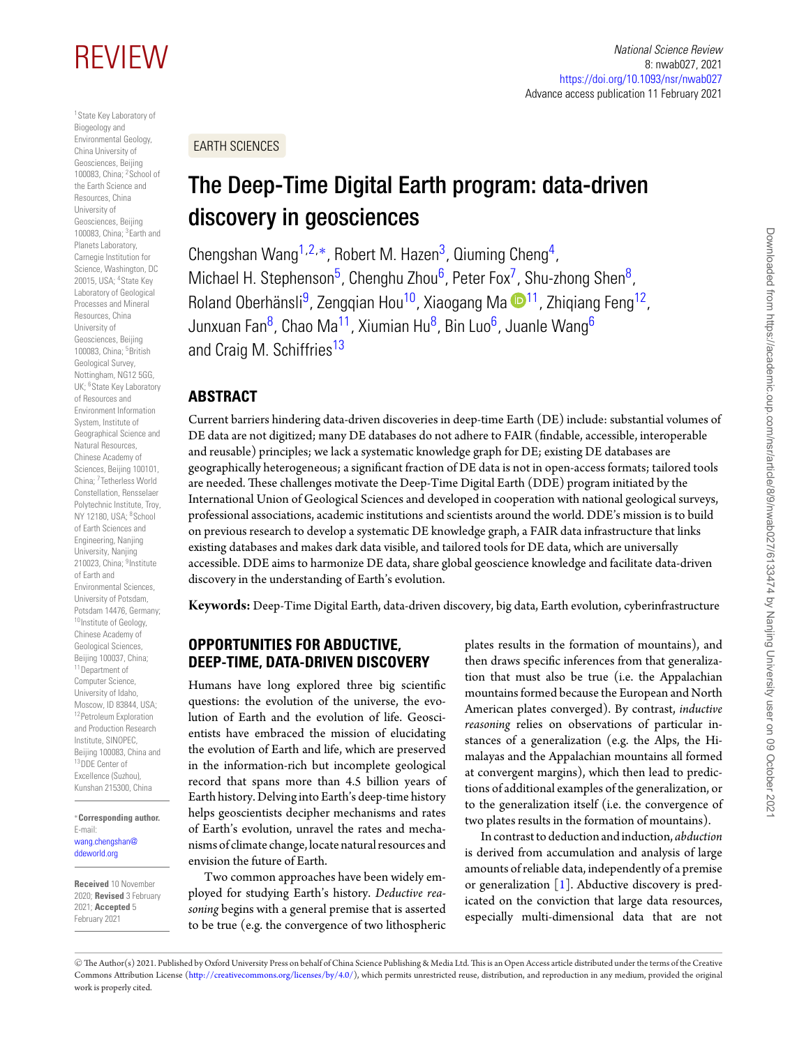REVIEW

EARTH SCIENCES

# The Deep-Time Digital Earth program: data-driven discovery in geosciences

Chengshan Wang[1,2,*], Robert M. Hazen[3], Qiuming Cheng[4], Michael H. Stephenson[5], Chenghu Zhou[6], Peter Fox[7], Shu-zhong Shen[8], Roland Oberhänsli[9], Zengqian Hou[10], Xiaogang Ma[11], Zhiqiang Feng[12], Junxuan Fan[8], Chao Ma[11], Xiumian Hu[8], Bin Luo[6], Juanle Wang[6] and Craig M. Schiffries[13]

[1]State Key Laboratory of Biogeology and Environmental Geology, China University of Geosciences, Beijing 100083, China; [2]School of the Earth Science and Resources, China University of Geosciences, Beijing 100083, China; [3]Earth and Planets Laboratory, Carnegie Institution for Science, Washington, DC 20015, USA; [4]State Key Laboratory of Geological Processes and Mineral Resources, China University of Geosciences, Beijing 100083, China; [5]British Geological Survey, Nottingham, NG12 5GG, UK; [6]State Key Laboratory of Resources and Environment Information System, Institute of Geographical Science and Natural Resources, Chinese Academy of Sciences, Beijing 100101, China; [7]Tetherless World Constellation, Rensselaer Polytechnic Institute, Troy, NY 12180, USA; [8]School of Earth Sciences and Engineering, Nanjing University, Nanjing 210023, China; [9]Institute of Earth and Environmental Sciences, University of Potsdam, Potsdam 14476, Germany; [10]Institute of Geology, Chinese Academy of Geological Sciences, Beijing 100037, China; [11]Department of Computer Science, University of Idaho, Moscow, ID 83844, USA; [12]Petroleum Exploration and Production Research Institute, SINOPEC, Beijing 100083, China and [13]DDE Center of Excellence (Suzhou), Kunshan 215300, China

*Corresponding author. E-mail: wang.chengshan@ddeworld.org

**Received** 10 November 2020; **Revised** 3 February 2021; **Accepted** 5 February 2021

## ABSTRACT

Current barriers hindering data-driven discoveries in deep-time Earth (DE) include: substantial volumes of DE data are not digitized; many DE databases do not adhere to FAIR (findable, accessible, interoperable and reusable) principles; we lack a systematic knowledge graph for DE; existing DE databases are geographically heterogeneous; a significant fraction of DE data is not in open-access formats; tailored tools are needed. These challenges motivate the Deep-Time Digital Earth (DDE) program initiated by the International Union of Geological Sciences and developed in cooperation with national geological surveys, professional associations, academic institutions and scientists around the world. DDE's mission is to build on previous research to develop a systematic DE knowledge graph, a FAIR data infrastructure that links existing databases and makes dark data visible, and tailored tools for DE data, which are universally accessible. DDE aims to harmonize DE data, share global geoscience knowledge and facilitate data-driven discovery in the understanding of Earth's evolution.

**Keywords:** Deep-Time Digital Earth, data-driven discovery, big data, Earth evolution, cyberinfrastructure

## OPPORTUNITIES FOR ABDUCTIVE, DEEP-TIME, DATA-DRIVEN DISCOVERY

Humans have long explored three big scientific questions: the evolution of the universe, the evolution of Earth and the evolution of life. Geoscientists have embraced the mission of elucidating the evolution of Earth and life, which are preserved in the information-rich but incomplete geological record that spans more than 4.5 billion years of Earth history. Delving into Earth's deep-time history helps geoscientists decipher mechanisms and rates of Earth's evolution, unravel the rates and mechanisms of climate change, locate natural resources and envision the future of Earth.

Two common approaches have been widely employed for studying Earth's history. *Deductive reasoning* begins with a general premise that is asserted to be true (e.g. the convergence of two lithospheric plates results in the formation of mountains), and then draws specific inferences from that generalization that must also be true (i.e. the Appalachian mountains formed because the European and North American plates converged). By contrast, *inductive reasoning* relies on observations of particular instances of a generalization (e.g. the Alps, the Himalayas and the Appalachian mountains all formed at convergent margins), which then lead to predictions of additional examples of the generalization, or to the generalization itself (i.e. the convergence of two plates results in the formation of mountains).

In contrast to deduction and induction, *abduction* is derived from accumulation and analysis of large amounts of reliable data, independently of a premise or generalization [1]. Abductive discovery is predicated on the conviction that large data resources, especially multi-dimensional data that are not

© The Author(s) 2021. Published by Oxford University Press on behalf of China Science Publishing & Media Ltd. This is an Open Access article distributed under the terms of the Creative Commons Attribution License (http://creativecommons.org/licenses/by/4.0/), which permits unrestricted reuse, distribution, and reproduction in any medium, provided the original work is properly cited.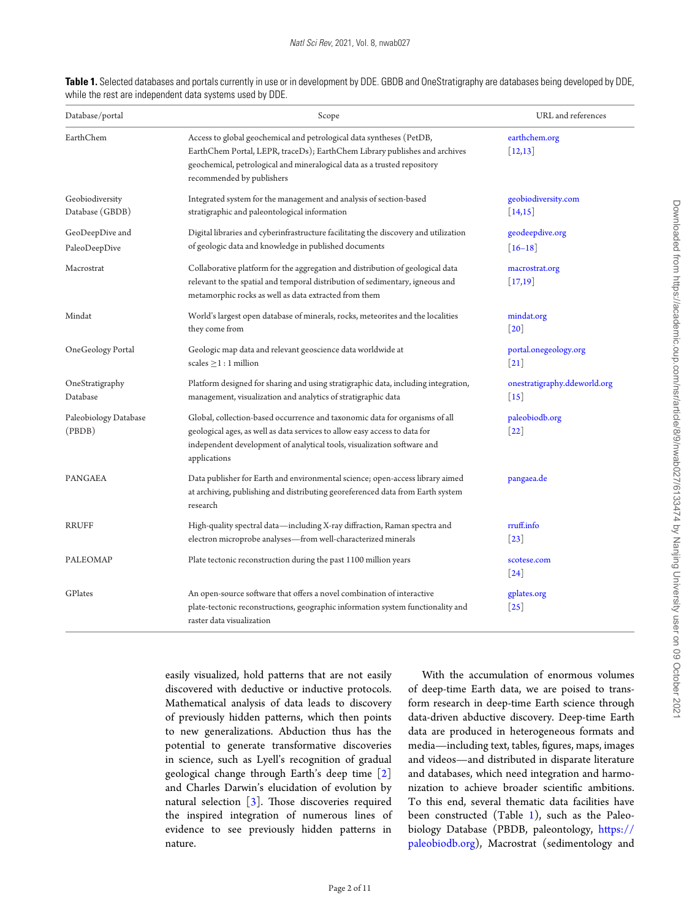**Table 1.** Selected databases and portals currently in use or in development by DDE. GBDB and OneStratigraphy are databases being developed by DDE, while the rest are independent data systems used by DDE.

| Database/portal | Scope | URL and references |
| --- | --- | --- |
| EarthChem | Access to global geochemical and petrological data syntheses (PetDB, EarthChem Portal, LEPR, traceDs); EarthChem Library publishes and archives geochemical, petrological and mineralogical data as a trusted repository recommended by publishers | earthchem.org [12,13] |
| Geobiodiversity Database (GBDB) | Integrated system for the management and analysis of section-based stratigraphic and paleontological information | geobiodiversity.com [14,15] |
| GeoDeepDive and PaleoDeepDive | Digital libraries and cyberinfrastructure facilitating the discovery and utilization of geologic data and knowledge in published documents | geodeepdive.org [16–18] |
| Macrostrat | Collaborative platform for the aggregation and distribution of geological data relevant to the spatial and temporal distribution of sedimentary, igneous and metamorphic rocks as well as data extracted from them | macrostrat.org [17,19] |
| Mindat | World's largest open database of minerals, rocks, meteorites and the localities they come from | mindat.org [20] |
| OneGeology Portal | Geologic map data and relevant geoscience data worldwide at scales $\geq 1:1$ million | portal.onegeology.org [21] |
| OneStratigraphy Database | Platform designed for sharing and using stratigraphic data, including integration, management, visualization and analytics of stratigraphic data | onestratigraphy.ddeworld.org [15] |
| Paleobiology Database (PBDB) | Global, collection-based occurrence and taxonomic data for organisms of all geological ages, as well as data services to allow easy access to data for independent development of analytical tools, visualization software and applications | paleobiodb.org [22] |
| PANGAEA | Data publisher for Earth and environmental science; open-access library aimed at archiving, publishing and distributing georeferenced data from Earth system research | pangaea.de |
| RRUFF | High-quality spectral data—including X-ray diffraction, Raman spectra and electron microprobe analyses—from well-characterized minerals | rruff.info [23] |
| PALEOMAP | Plate tectonic reconstruction during the past 1100 million years | scotese.com [24] |
| GPlates | An open-source software that offers a novel combination of interactive plate-tectonic reconstructions, geographic information system functionality and raster data visualization | gplates.org [25] |

easily visualized, hold patterns that are not easily discovered with deductive or inductive protocols. Mathematical analysis of data leads to discovery of previously hidden patterns, which then points to new generalizations. Abduction thus has the potential to generate transformative discoveries in science, such as Lyell's recognition of gradual geological change through Earth's deep time [2] and Charles Darwin's elucidation of evolution by natural selection [3]. Those discoveries required the inspired integration of numerous lines of evidence to see previously hidden patterns in nature.

With the accumulation of enormous volumes of deep-time Earth data, we are poised to transform research in deep-time Earth science through data-driven abductive discovery. Deep-time Earth data are produced in heterogeneous formats and media—including text, tables, figures, maps, images and videos—and distributed in disparate literature and databases, which need integration and harmonization to achieve broader scientific ambitions. To this end, several thematic data facilities have been constructed (Table 1), such as the Paleobiology Database (PBDB, paleontology, https://paleobiodb.org), Macrostrat (sedimentology and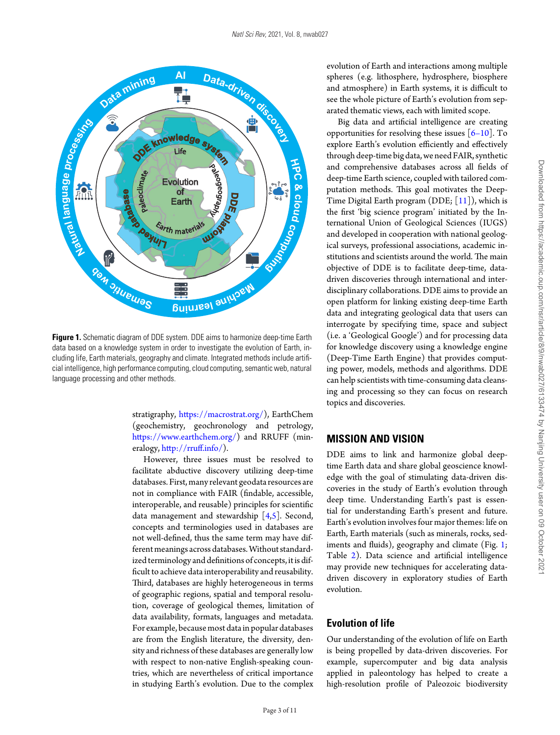**Figure 1.** Schematic diagram of DDE system. DDE aims to harmonize deep-time Earth data based on a knowledge system in order to investigate the evolution of Earth, including life, Earth materials, geography and climate. Integrated methods include artificial intelligence, high performance computing, cloud computing, semantic web, natural language processing and other methods.

stratigraphy, https://macrostrat.org/), EarthChem (geochemistry, geochronology and petrology, https://www.earthchem.org/) and RRUFF (mineralogy, http://rruff.info/).

However, three issues must be resolved to facilitate abductive discovery utilizing deep-time databases. First, many relevant geodata resources are not in compliance with FAIR (findable, accessible, interoperable, and reusable) principles for scientific data management and stewardship [4,5]. Second, concepts and terminologies used in databases are not well-defined, thus the same term may have different meanings across databases. Without standardized terminology and definitions of concepts, it is difficult to achieve data interoperability and reusability. Third, databases are highly heterogeneous in terms of geographic regions, spatial and temporal resolution, coverage of geological themes, limitation of data availability, formats, languages and metadata. For example, because most data in popular databases are from the English literature, the diversity, density and richness of these databases are generally low with respect to non-native English-speaking countries, which are nevertheless of critical importance in studying Earth's evolution. Due to the complex evolution of Earth and interactions among multiple spheres (e.g. lithosphere, hydrosphere, biosphere and atmosphere) in Earth systems, it is difficult to see the whole picture of Earth's evolution from separated thematic views, each with limited scope.

Big data and artificial intelligence are creating opportunities for resolving these issues [6–10]. To explore Earth's evolution efficiently and effectively through deep-time big data, we need FAIR, synthetic and comprehensive databases across all fields of deep-time Earth science, coupled with tailored computation methods. This goal motivates the Deep-Time Digital Earth program (DDE; [11]), which is the first 'big science program' initiated by the International Union of Geological Sciences (IUGS) and developed in cooperation with national geological surveys, professional associations, academic institutions and scientists around the world. The main objective of DDE is to facilitate deep-time, data-driven discoveries through international and interdisciplinary collaborations. DDE aims to provide an open platform for linking existing deep-time Earth data and integrating geological data that users can interrogate by specifying time, space and subject (i.e. a 'Geological Google') and for processing data for knowledge discovery using a knowledge engine (Deep-Time Earth Engine) that provides computing power, models, methods and algorithms. DDE can help scientists with time-consuming data cleansing and processing so they can focus on research topics and discoveries.

## MISSION AND VISION

DDE aims to link and harmonize global deep-time Earth data and share global geoscience knowledge with the goal of stimulating data-driven discoveries in the study of Earth's evolution through deep time. Understanding Earth's past is essential for understanding Earth's present and future. Earth's evolution involves four major themes: life on Earth, Earth materials (such as minerals, rocks, sediments and fluids), geography and climate (Fig. 1; Table 2). Data science and artificial intelligence may provide new techniques for accelerating data-driven discovery in exploratory studies of Earth evolution.

### Evolution of life

Our understanding of the evolution of life on Earth is being propelled by data-driven discoveries. For example, supercomputer and big data analysis applied in paleontology has helped to create a high-resolution profile of Paleozoic biodiversity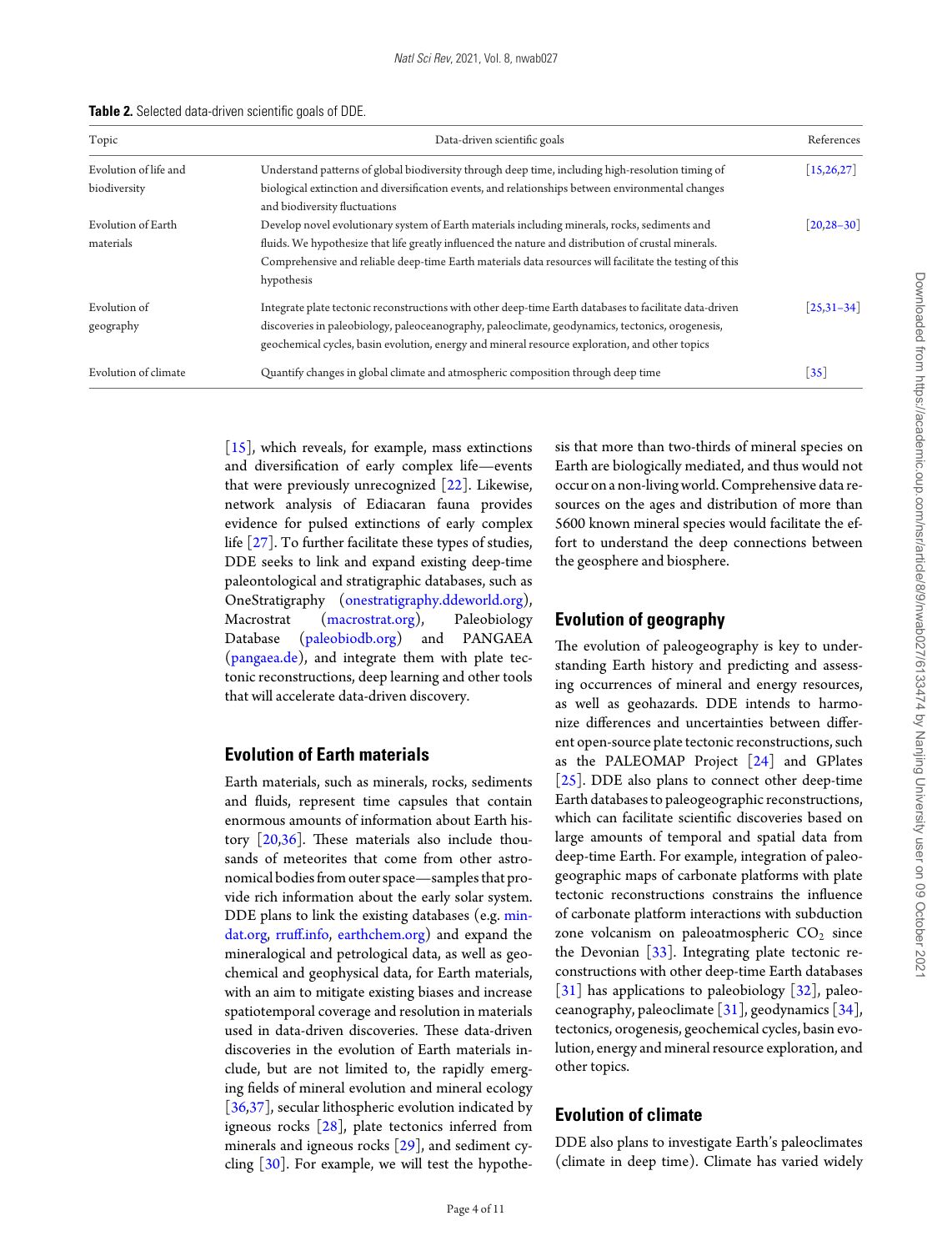**Table 2.** Selected data-driven scientific goals of DDE.

| Topic | Data-driven scientific goals | References |
|---|---|---|
| Evolution of life and biodiversity | Understand patterns of global biodiversity through deep time, including high-resolution timing of biological extinction and diversification events, and relationships between environmental changes and biodiversity fluctuations | [15,26,27] |
| Evolution of Earth materials | Develop novel evolutionary system of Earth materials including minerals, rocks, sediments and fluids. We hypothesize that life greatly influenced the nature and distribution of crustal minerals. Comprehensive and reliable deep-time Earth materials data resources will facilitate the testing of this hypothesis | [20,28–30] |
| Evolution of geography | Integrate plate tectonic reconstructions with other deep-time Earth databases to facilitate data-driven discoveries in paleobiology, paleoceanography, paleoclimate, geodynamics, tectonics, orogenesis, geochemical cycles, basin evolution, energy and mineral resource exploration, and other topics | [25,31–34] |
| Evolution of climate | Quantify changes in global climate and atmospheric composition through deep time | [35] |

[15], which reveals, for example, mass extinctions and diversification of early complex life—events that were previously unrecognized [22]. Likewise, network analysis of Ediacaran fauna provides evidence for pulsed extinctions of early complex life [27]. To further facilitate these types of studies, DDE seeks to link and expand existing deep-time paleontological and stratigraphic databases, such as OneStratigraphy (onestratigraphy.ddeworld.org), Macrostrat (macrostrat.org), Paleobiology Database (paleobiodb.org) and PANGAEA (pangaea.de), and integrate them with plate tectonic reconstructions, deep learning and other tools that will accelerate data-driven discovery.

## Evolution of Earth materials

Earth materials, such as minerals, rocks, sediments and fluids, represent time capsules that contain enormous amounts of information about Earth history [20,36]. These materials also include thousands of meteorites that come from other astronomical bodies from outer space—samples that provide rich information about the early solar system. DDE plans to link the existing databases (e.g. mindat.org, rruff.info, earthchem.org) and expand the mineralogical and petrological data, as well as geochemical and geophysical data, for Earth materials, with an aim to mitigate existing biases and increase spatiotemporal coverage and resolution in materials used in data-driven discoveries. These data-driven discoveries in the evolution of Earth materials include, but are not limited to, the rapidly emerging fields of mineral evolution and mineral ecology [36,37], secular lithospheric evolution indicated by igneous rocks [28], plate tectonics inferred from minerals and igneous rocks [29], and sediment cycling [30]. For example, we will test the hypothesis that more than two-thirds of mineral species on Earth are biologically mediated, and thus would not occur on a non-living world. Comprehensive data resources on the ages and distribution of more than 5600 known mineral species would facilitate the effort to understand the deep connections between the geosphere and biosphere.

## Evolution of geography

The evolution of paleogeography is key to understanding Earth history and predicting and assessing occurrences of mineral and energy resources, as well as geohazards. DDE intends to harmonize differences and uncertainties between different open-source plate tectonic reconstructions, such as the PALEOMAP Project [24] and GPlates [25]. DDE also plans to connect other deep-time Earth databases to paleogeographic reconstructions, which can facilitate scientific discoveries based on large amounts of temporal and spatial data from deep-time Earth. For example, integration of paleogeographic maps of carbonate platforms with plate tectonic reconstructions constrains the influence of carbonate platform interactions with subduction zone volcanism on paleoatmospheric $CO_2$ since the Devonian [33]. Integrating plate tectonic reconstructions with other deep-time Earth databases [31] has applications to paleobiology [32], paleoceanography, paleoclimate [31], geodynamics [34], tectonics, orogenesis, geochemical cycles, basin evolution, energy and mineral resource exploration, and other topics.

## Evolution of climate

DDE also plans to investigate Earth's paleoclimates (climate in deep time). Climate has varied widely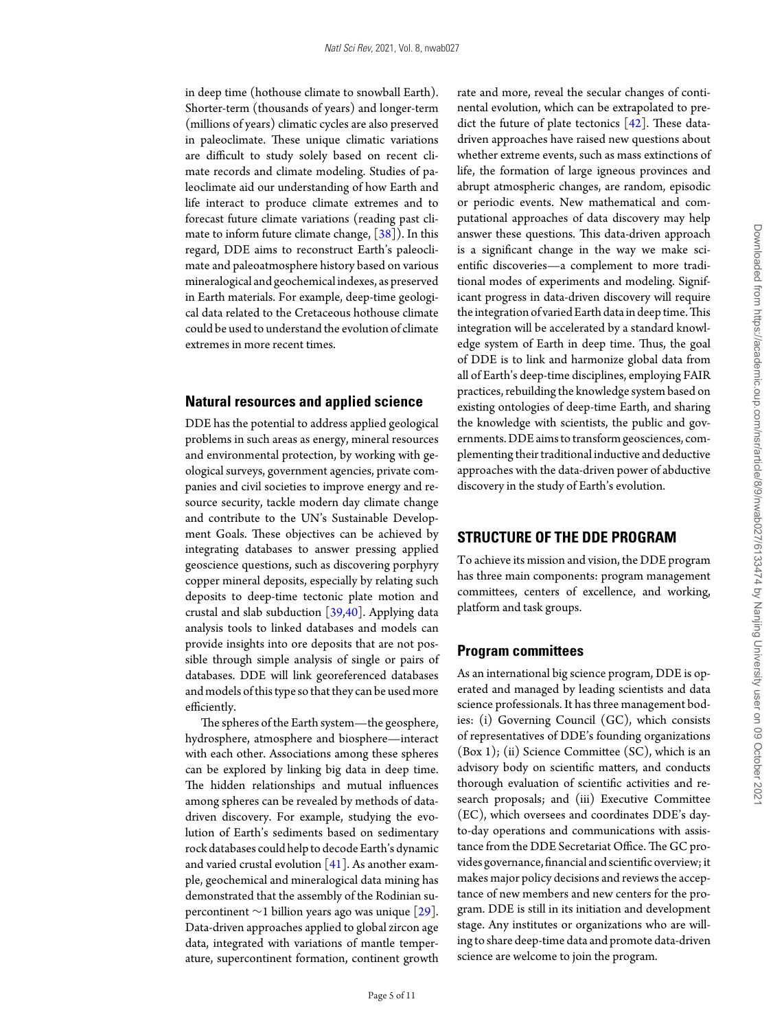in deep time (hothouse climate to snowball Earth). Shorter-term (thousands of years) and longer-term (millions of years) climatic cycles are also preserved in paleoclimate. These unique climatic variations are difficult to study solely based on recent climate records and climate modeling. Studies of paleoclimate aid our understanding of how Earth and life interact to produce climate extremes and to forecast future climate variations (reading past climate to inform future climate change, [38]). In this regard, DDE aims to reconstruct Earth's paleoclimate and paleoatmosphere history based on various mineralogical and geochemical indexes, as preserved in Earth materials. For example, deep-time geological data related to the Cretaceous hothouse climate could be used to understand the evolution of climate extremes in more recent times.

## Natural resources and applied science

DDE has the potential to address applied geological problems in such areas as energy, mineral resources and environmental protection, by working with geological surveys, government agencies, private companies and civil societies to improve energy and resource security, tackle modern day climate change and contribute to the UN's Sustainable Development Goals. These objectives can be achieved by integrating databases to answer pressing applied geoscience questions, such as discovering porphyry copper mineral deposits, especially by relating such deposits to deep-time tectonic plate motion and crustal and slab subduction [39,40]. Applying data analysis tools to linked databases and models can provide insights into ore deposits that are not possible through simple analysis of single or pairs of databases. DDE will link georeferenced databases and models of this type so that they can be used more efficiently.

The spheres of the Earth system—the geosphere, hydrosphere, atmosphere and biosphere—interact with each other. Associations among these spheres can be explored by linking big data in deep time. The hidden relationships and mutual influences among spheres can be revealed by methods of data-driven discovery. For example, studying the evolution of Earth's sediments based on sedimentary rock databases could help to decode Earth's dynamic and varied crustal evolution [41]. As another example, geochemical and mineralogical data mining has demonstrated that the assembly of the Rodinian supercontinent ∼1 billion years ago was unique [29]. Data-driven approaches applied to global zircon age data, integrated with variations of mantle temperature, supercontinent formation, continent growth rate and more, reveal the secular changes of continental evolution, which can be extrapolated to predict the future of plate tectonics [42]. These data-driven approaches have raised new questions about whether extreme events, such as mass extinctions of life, the formation of large igneous provinces and abrupt atmospheric changes, are random, episodic or periodic events. New mathematical and computational approaches of data discovery may help answer these questions. This data-driven approach is a significant change in the way we make scientific discoveries—a complement to more traditional modes of experiments and modeling. Significant progress in data-driven discovery will require the integration of varied Earth data in deep time. This integration will be accelerated by a standard knowledge system of Earth in deep time. Thus, the goal of DDE is to link and harmonize global data from all of Earth's deep-time disciplines, employing FAIR practices, rebuilding the knowledge system based on existing ontologies of deep-time Earth, and sharing the knowledge with scientists, the public and governments. DDE aims to transform geosciences, complementing their traditional inductive and deductive approaches with the data-driven power of abductive discovery in the study of Earth's evolution.

# STRUCTURE OF THE DDE PROGRAM

To achieve its mission and vision, the DDE program has three main components: program management committees, centers of excellence, and working, platform and task groups.

## Program committees

As an international big science program, DDE is operated and managed by leading scientists and data science professionals. It has three management bodies: (i) Governing Council (GC), which consists of representatives of DDE's founding organizations (Box 1); (ii) Science Committee (SC), which is an advisory body on scientific matters, and conducts thorough evaluation of scientific activities and research proposals; and (iii) Executive Committee (EC), which oversees and coordinates DDE's day-to-day operations and communications with assistance from the DDE Secretariat Office. The GC provides governance, financial and scientific overview; it makes major policy decisions and reviews the acceptance of new members and new centers for the program. DDE is still in its initiation and development stage. Any institutes or organizations who are willing to share deep-time data and promote data-driven science are welcome to join the program.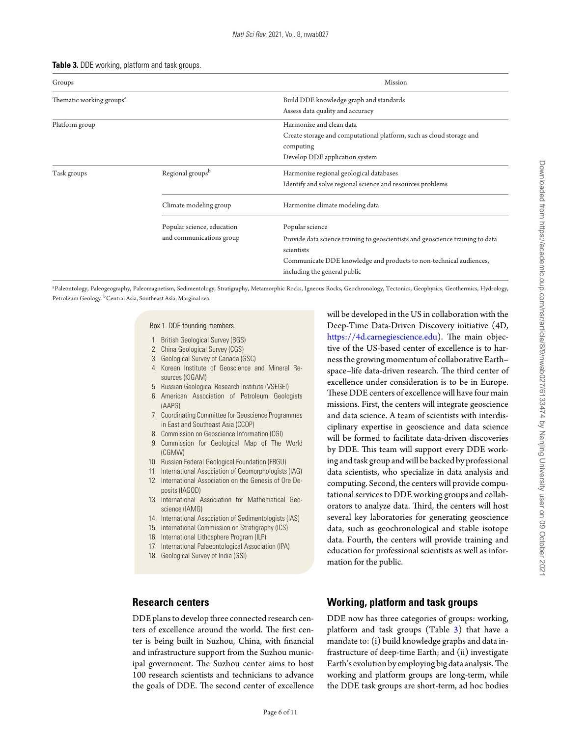**Table 3.** DDE working, platform and task groups.

| Groups | | Mission |
|---|---|---|
| Thematic working groups[a] | | Build DDE knowledge graph and standards<br>Assess data quality and accuracy |
| Platform group | | Harmonize and clean data<br>Create storage and computational platform, such as cloud storage and computing<br>Develop DDE application system |
| Task groups | Regional groups[b] | Harmonize regional geological databases<br>Identify and solve regional science and resources problems |
| | Climate modeling group | Harmonize climate modeling data |
| | Popular science, education and communications group | Popular science<br>Provide data science training to geoscientists and geoscience training to data scientists<br>Communicate DDE knowledge and products to non-technical audiences, including the general public |

[a]Paleontology, Paleogeography, Paleomagnetism, Sedimentology, Stratigraphy, Metamorphic Rocks, Igneous Rocks, Geochronology, Tectonics, Geophysics, Geothermics, Hydrology, Petroleum Geology. [b]Central Asia, Southeast Asia, Marginal sea.

Box 1. DDE founding members.

1. British Geological Survey (BGS)
2. China Geological Survey (CGS)
3. Geological Survey of Canada (GSC)
4. Korean Institute of Geoscience and Mineral Resources (KIGAM)
5. Russian Geological Research Institute (VSEGEI)
6. American Association of Petroleum Geologists (AAPG)
7. Coordinating Committee for Geoscience Programmes in East and Southeast Asia (CCOP)
8. Commission on Geoscience Information (CGI)
9. Commission for Geological Map of The World (CGMW)
10. Russian Federal Geological Foundation (FBGU)
11. International Association of Geomorphologists (IAG)
12. International Association on the Genesis of Ore Deposits (IAGOD)
13. International Association for Mathematical Geoscience (IAMG)
14. International Association of Sedimentologists (IAS)
15. International Commission on Stratigraphy (ICS)
16. International Lithosphere Program (ILP)
17. International Palaeontological Association (IPA)
18. Geological Survey of India (GSI)

## Research centers

DDE plans to develop three connected research centers of excellence around the world. The first center is being built in Suzhou, China, with financial and infrastructure support from the Suzhou municipal government. The Suzhou center aims to host 100 research scientists and technicians to advance the goals of DDE. The second center of excellence will be developed in the US in collaboration with the Deep-Time Data-Driven Discovery initiative (4D, https://4d.carnegiescience.edu). The main objective of the US-based center of excellence is to harness the growing momentum of collaborative Earth–space–life data-driven research. The third center of excellence under consideration is to be in Europe. These DDE centers of excellence will have four main missions. First, the centers will integrate geoscience and data science. A team of scientists with interdisciplinary expertise in geoscience and data science will be formed to facilitate data-driven discoveries by DDE. This team will support every DDE working and task group and will be backed by professional data scientists, who specialize in data analysis and computing. Second, the centers will provide computational services to DDE working groups and collaborators to analyze data. Third, the centers will host several key laboratories for generating geoscience data, such as geochronological and stable isotope data. Fourth, the centers will provide training and education for professional scientists as well as information for the public.

## Working, platform and task groups

DDE now has three categories of groups: working, platform and task groups (Table 3) that have a mandate to: (i) build knowledge graphs and data infrastructure of deep-time Earth; and (ii) investigate Earth's evolution by employing big data analysis. The working and platform groups are long-term, while the DDE task groups are short-term, ad hoc bodies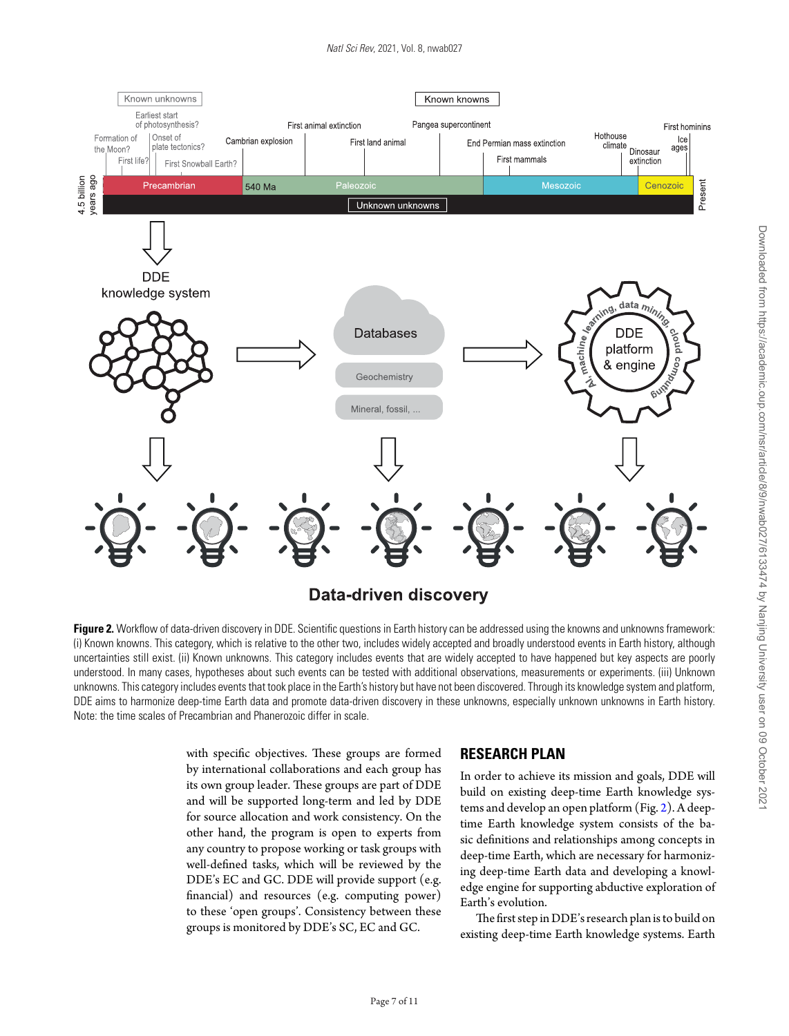**Figure 2.** Workflow of data-driven discovery in DDE. Scientific questions in Earth history can be addressed using the knowns and unknowns framework: (i) Known knowns. This category, which is relative to the other two, includes widely accepted and broadly understood events in Earth history, although uncertainties still exist. (ii) Known unknowns. This category includes events that are widely accepted to have happened but key aspects are poorly understood. In many cases, hypotheses about such events can be tested with additional observations, measurements or experiments. (iii) Unknown unknowns. This category includes events that took place in the Earth's history but have not been discovered. Through its knowledge system and platform, DDE aims to harmonize deep-time Earth data and promote data-driven discovery in these unknowns, especially unknown unknowns in Earth history. Note: the time scales of Precambrian and Phanerozoic differ in scale.

with specific objectives. These groups are formed by international collaborations and each group has its own group leader. These groups are part of DDE and will be supported long-term and led by DDE for source allocation and work consistency. On the other hand, the program is open to experts from any country to propose working or task groups with well-defined tasks, which will be reviewed by the DDE's EC and GC. DDE will provide support (e.g. financial) and resources (e.g. computing power) to these 'open groups'. Consistency between these groups is monitored by DDE's SC, EC and GC.

## RESEARCH PLAN

In order to achieve its mission and goals, DDE will build on existing deep-time Earth knowledge systems and develop an open platform (Fig. 2). A deep-time Earth knowledge system consists of the basic definitions and relationships among concepts in deep-time Earth, which are necessary for harmonizing deep-time Earth data and developing a knowledge engine for supporting abductive exploration of Earth's evolution.

The first step in DDE's research plan is to build on existing deep-time Earth knowledge systems. Earth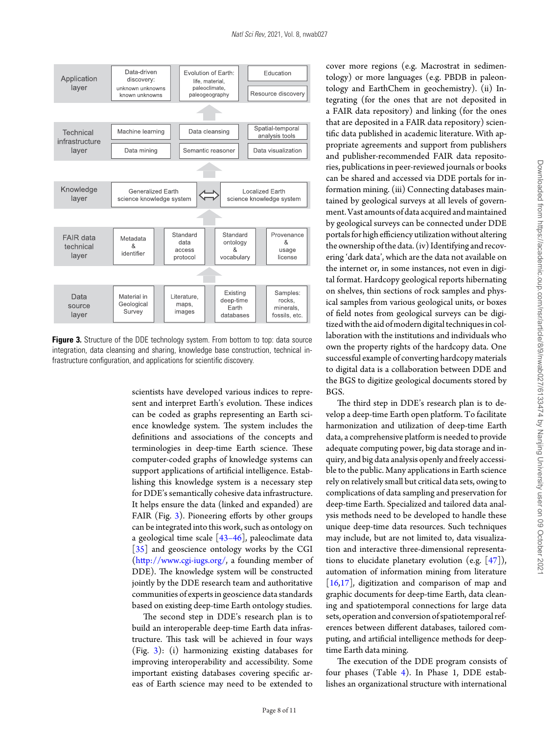**Figure 3.** Structure of the DDE technology system. From bottom to top: data source integration, data cleansing and sharing, knowledge base construction, technical infrastructure configuration, and applications for scientific discovery.

scientists have developed various indices to represent and interpret Earth's evolution. These indices can be coded as graphs representing an Earth science knowledge system. The system includes the definitions and associations of the concepts and terminologies in deep-time Earth science. These computer-coded graphs of knowledge systems can support applications of artificial intelligence. Establishing this knowledge system is a necessary step for DDE's semantically cohesive data infrastructure. It helps ensure the data (linked and expanded) are FAIR (Fig. 3). Pioneering efforts by other groups can be integrated into this work, such as ontology on a geological time scale [43–46], paleoclimate data [35] and geoscience ontology works by the CGI (http://www.cgi-iugs.org/, a founding member of DDE). The knowledge system will be constructed jointly by the DDE research team and authoritative communities of experts in geoscience data standards based on existing deep-time Earth ontology studies.

The second step in DDE's research plan is to build an interoperable deep-time Earth data infrastructure. This task will be achieved in four ways (Fig. 3): (i) harmonizing existing databases for improving interoperability and accessibility. Some important existing databases covering specific areas of Earth science may need to be extended to cover more regions (e.g. Macrostrat in sedimentology) or more languages (e.g. PBDB in paleontology and EarthChem in geochemistry). (ii) Integrating (for the ones that are not deposited in a FAIR data repository) and linking (for the ones that are deposited in a FAIR data repository) scientific data published in academic literature. With appropriate agreements and support from publishers and publisher-recommended FAIR data repositories, publications in peer-reviewed journals or books can be shared and accessed via DDE portals for information mining. (iii) Connecting databases maintained by geological surveys at all levels of government. Vast amounts of data acquired and maintained by geological surveys can be connected under DDE portals for high efficiency utilization without altering the ownership of the data. (iv) Identifying and recovering 'dark data', which are the data not available on the internet or, in some instances, not even in digital format. Hardcopy geological reports hibernating on shelves, thin sections of rock samples and physical samples from various geological units, or boxes of field notes from geological surveys can be digitized with the aid of modern digital techniques in collaboration with the institutions and individuals who own the property rights of the hardcopy data. One successful example of converting hardcopy materials to digital data is a collaboration between DDE and the BGS to digitize geological documents stored by BGS.

The third step in DDE's research plan is to develop a deep-time Earth open platform. To facilitate harmonization and utilization of deep-time Earth data, a comprehensive platform is needed to provide adequate computing power, big data storage and inquiry, and big data analysis openly and freely accessible to the public. Many applications in Earth science rely on relatively small but critical data sets, owing to complications of data sampling and preservation for deep-time Earth. Specialized and tailored data analysis methods need to be developed to handle these unique deep-time data resources. Such techniques may include, but are not limited to, data visualization and interactive three-dimensional representations to elucidate planetary evolution (e.g. [47]), automation of information mining from literature [16,17], digitization and comparison of map and graphic documents for deep-time Earth, data cleaning and spatiotemporal connections for large data sets, operation and conversion of spatiotemporal references between different databases, tailored computing, and artificial intelligence methods for deep-time Earth data mining.

The execution of the DDE program consists of four phases (Table 4). In Phase 1, DDE establishes an organizational structure with international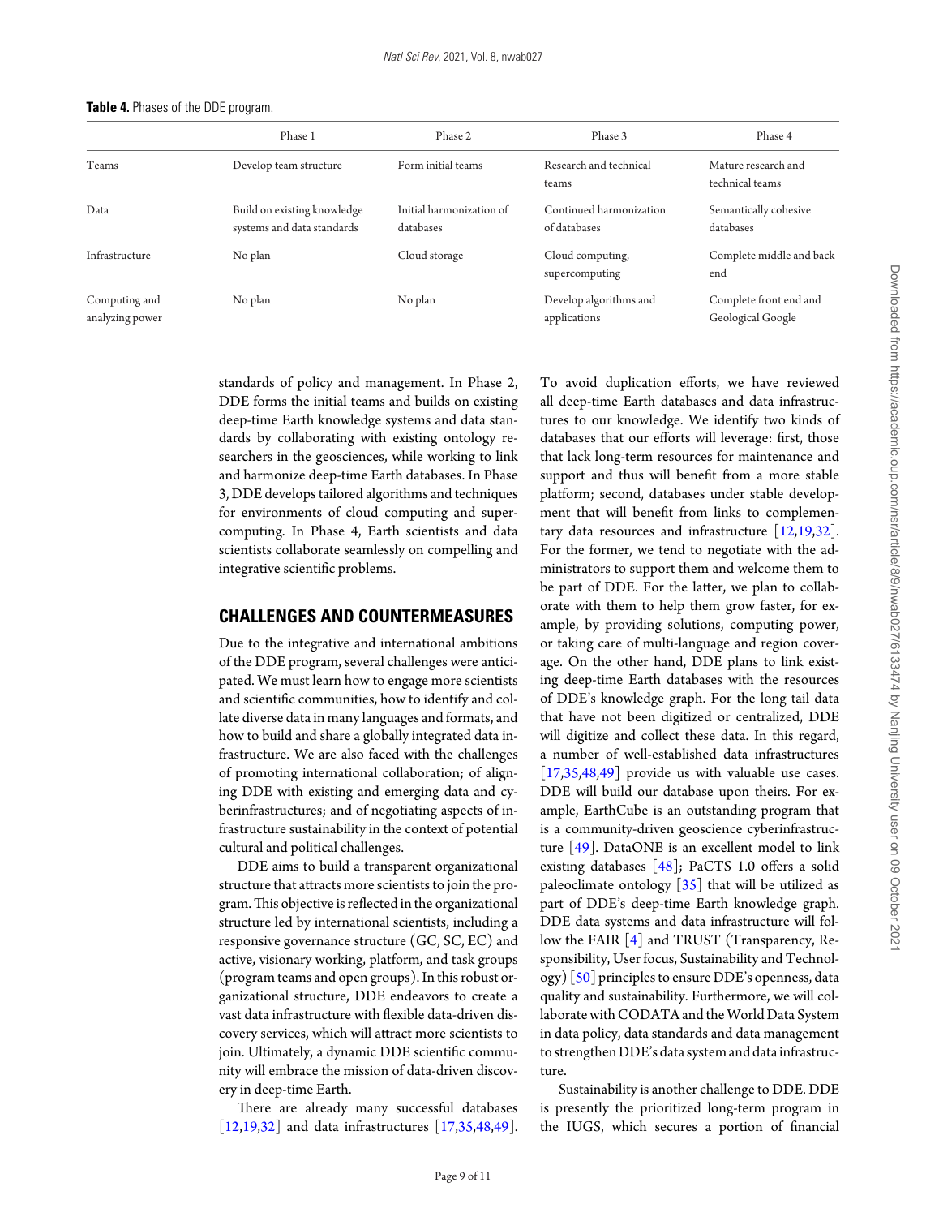**Table 4.** Phases of the DDE program.

| | Phase 1 | Phase 2 | Phase 3 | Phase 4 |
|---|---|---|---|---|
| Teams | Develop team structure | Form initial teams | Research and technical teams | Mature research and technical teams |
| Data | Build on existing knowledge systems and data standards | Initial harmonization of databases | Continued harmonization of databases | Semantically cohesive databases |
| Infrastructure | No plan | Cloud storage | Cloud computing, supercomputing | Complete middle and back end |
| Computing and analyzing power | No plan | No plan | Develop algorithms and applications | Complete front end and Geological Google |

standards of policy and management. In Phase 2, DDE forms the initial teams and builds on existing deep-time Earth knowledge systems and data standards by collaborating with existing ontology researchers in the geosciences, while working to link and harmonize deep-time Earth databases. In Phase 3, DDE develops tailored algorithms and techniques for environments of cloud computing and supercomputing. In Phase 4, Earth scientists and data scientists collaborate seamlessly on compelling and integrative scientific problems.

## CHALLENGES AND COUNTERMEASURES

Due to the integrative and international ambitions of the DDE program, several challenges were anticipated. We must learn how to engage more scientists and scientific communities, how to identify and collate diverse data in many languages and formats, and how to build and share a globally integrated data infrastructure. We are also faced with the challenges of promoting international collaboration; of aligning DDE with existing and emerging data and cyberinfrastructures; and of negotiating aspects of infrastructure sustainability in the context of potential cultural and political challenges.

DDE aims to build a transparent organizational structure that attracts more scientists to join the program. This objective is reflected in the organizational structure led by international scientists, including a responsive governance structure (GC, SC, EC) and active, visionary working, platform, and task groups (program teams and open groups). In this robust organizational structure, DDE endeavors to create a vast data infrastructure with flexible data-driven discovery services, which will attract more scientists to join. Ultimately, a dynamic DDE scientific community will embrace the mission of data-driven discovery in deep-time Earth.

There are already many successful databases [12,19,32] and data infrastructures [17,35,48,49]. To avoid duplication efforts, we have reviewed all deep-time Earth databases and data infrastructures to our knowledge. We identify two kinds of databases that our efforts will leverage: first, those that lack long-term resources for maintenance and support and thus will benefit from a more stable platform; second, databases under stable development that will benefit from links to complementary data resources and infrastructure [12,19,32]. For the former, we tend to negotiate with the administrators to support them and welcome them to be part of DDE. For the latter, we plan to collaborate with them to help them grow faster, for example, by providing solutions, computing power, or taking care of multi-language and region coverage. On the other hand, DDE plans to link existing deep-time Earth databases with the resources of DDE's knowledge graph. For the long tail data that have not been digitized or centralized, DDE will digitize and collect these data. In this regard, a number of well-established data infrastructures [17,35,48,49] provide us with valuable use cases. DDE will build our database upon theirs. For example, EarthCube is an outstanding program that is a community-driven geoscience cyberinfrastructure [49]. DataONE is an excellent model to link existing databases [48]; PaCTS 1.0 offers a solid paleoclimate ontology [35] that will be utilized as part of DDE's deep-time Earth knowledge graph. DDE data systems and data infrastructure will follow the FAIR [4] and TRUST (Transparency, Responsibility, User focus, Sustainability and Technology) [50] principles to ensure DDE's openness, data quality and sustainability. Furthermore, we will collaborate with CODATA and the World Data System in data policy, data standards and data management to strengthen DDE's data system and data infrastructure.

Sustainability is another challenge to DDE. DDE is presently the prioritized long-term program in the IUGS, which secures a portion of financial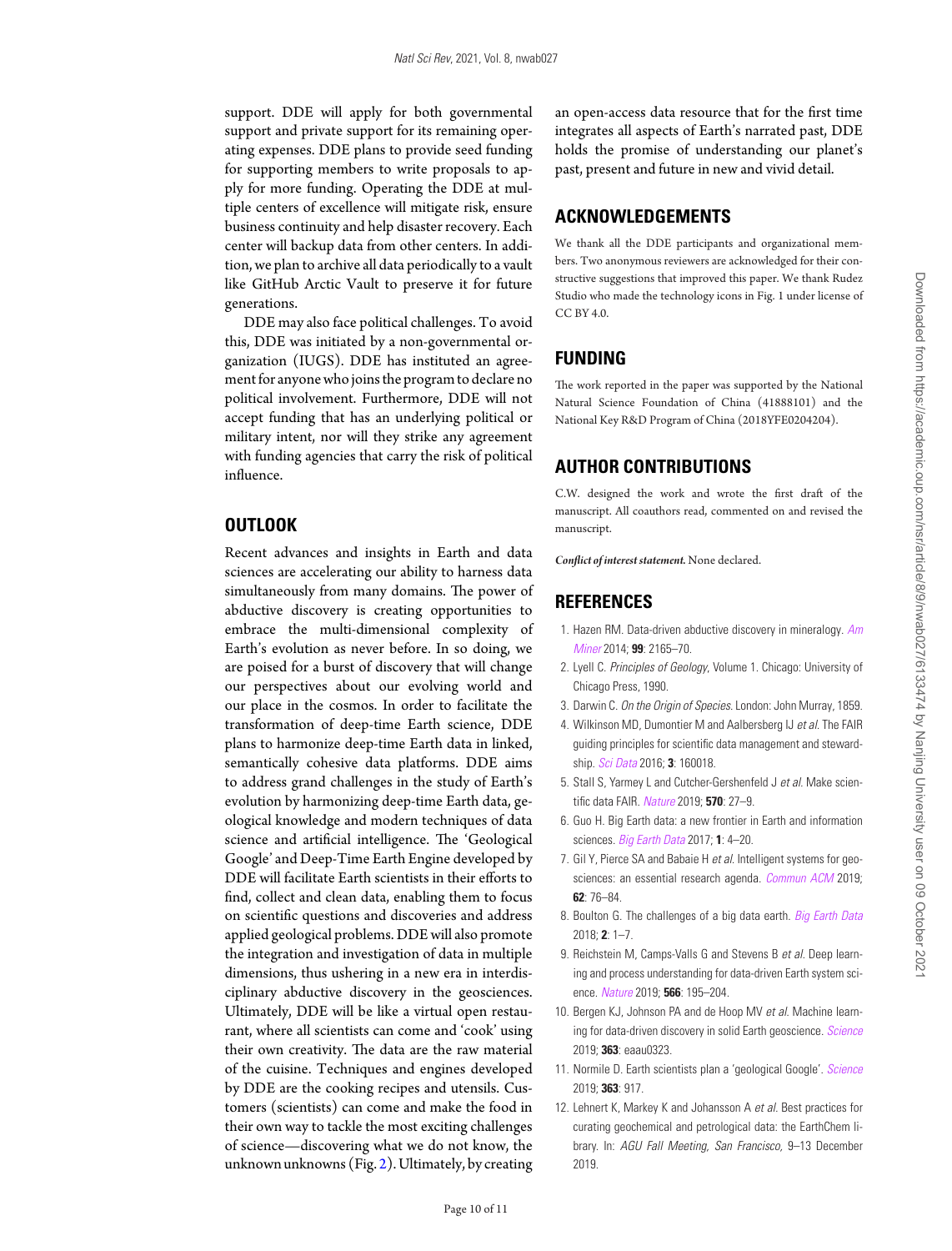support. DDE will apply for both governmental support and private support for its remaining operating expenses. DDE plans to provide seed funding for supporting members to write proposals to apply for more funding. Operating the DDE at multiple centers of excellence will mitigate risk, ensure business continuity and help disaster recovery. Each center will backup data from other centers. In addition, we plan to archive all data periodically to a vault like GitHub Arctic Vault to preserve it for future generations.

DDE may also face political challenges. To avoid this, DDE was initiated by a non-governmental organization (IUGS). DDE has instituted an agreement for anyone who joins the program to declare no political involvement. Furthermore, DDE will not accept funding that has an underlying political or military intent, nor will they strike any agreement with funding agencies that carry the risk of political influence.

## OUTLOOK

Recent advances and insights in Earth and data sciences are accelerating our ability to harness data simultaneously from many domains. The power of abductive discovery is creating opportunities to embrace the multi-dimensional complexity of Earth's evolution as never before. In so doing, we are poised for a burst of discovery that will change our perspectives about our evolving world and our place in the cosmos. In order to facilitate the transformation of deep-time Earth science, DDE plans to harmonize deep-time Earth data in linked, semantically cohesive data platforms. DDE aims to address grand challenges in the study of Earth's evolution by harmonizing deep-time Earth data, geological knowledge and modern techniques of data science and artificial intelligence. The 'Geological Google' and Deep-Time Earth Engine developed by DDE will facilitate Earth scientists in their efforts to find, collect and clean data, enabling them to focus on scientific questions and discoveries and address applied geological problems. DDE will also promote the integration and investigation of data in multiple dimensions, thus ushering in a new era in interdisciplinary abductive discovery in the geosciences. Ultimately, DDE will be like a virtual open restaurant, where all scientists can come and 'cook' using their own creativity. The data are the raw material of the cuisine. Techniques and engines developed by DDE are the cooking recipes and utensils. Customers (scientists) can come and make the food in their own way to tackle the most exciting challenges of science—discovering what we do not know, the unknown unknowns (Fig. 2). Ultimately, by creating an open-access data resource that for the first time integrates all aspects of Earth's narrated past, DDE holds the promise of understanding our planet's past, present and future in new and vivid detail.

## ACKNOWLEDGEMENTS

We thank all the DDE participants and organizational members. Two anonymous reviewers are acknowledged for their constructive suggestions that improved this paper. We thank Rudez Studio who made the technology icons in Fig. 1 under license of CC BY 4.0.

## FUNDING

The work reported in the paper was supported by the National Natural Science Foundation of China (41888101) and the National Key R&D Program of China (2018YFE0204204).

## AUTHOR CONTRIBUTIONS

C.W. designed the work and wrote the first draft of the manuscript. All coauthors read, commented on and revised the manuscript.

***Conflict of interest statement.*** None declared.

## REFERENCES

1. Hazen RM. Data-driven abductive discovery in mineralogy. *Am Miner* 2014; **99**: 2165–70.
2. Lyell C. *Principles of Geology*, Volume 1. Chicago: University of Chicago Press, 1990.
3. Darwin C. *On the Origin of Species.* London: John Murray, 1859.
4. Wilkinson MD, Dumontier M and Aalbersberg IJ *et al.* The FAIR guiding principles for scientific data management and stewardship. *Sci Data* 2016; **3**: 160018.
5. Stall S, Yarmey L and Cutcher-Gershenfeld J *et al.* Make scientific data FAIR. *Nature* 2019; **570**: 27–9.
6. Guo H. Big Earth data: a new frontier in Earth and information sciences. *Big Earth Data* 2017; **1**: 4–20.
7. Gil Y, Pierce SA and Babaie H *et al.* Intelligent systems for geosciences: an essential research agenda. *Commun ACM* 2019; **62**: 76–84.
8. Boulton G. The challenges of a big data earth. *Big Earth Data* 2018; **2**: 1–7.
9. Reichstein M, Camps-Valls G and Stevens B *et al.* Deep learning and process understanding for data-driven Earth system science. *Nature* 2019; **566**: 195–204.
10. Bergen KJ, Johnson PA and de Hoop MV *et al.* Machine learning for data-driven discovery in solid Earth geoscience. *Science* 2019; **363**: eaau0323.
11. Normile D. Earth scientists plan a 'geological Google'. *Science* 2019; **363**: 917.
12. Lehnert K, Markey K and Johansson A *et al.* Best practices for curating geochemical and petrological data: the EarthChem library. In: *AGU Fall Meeting, San Francisco,* 9–13 December 2019.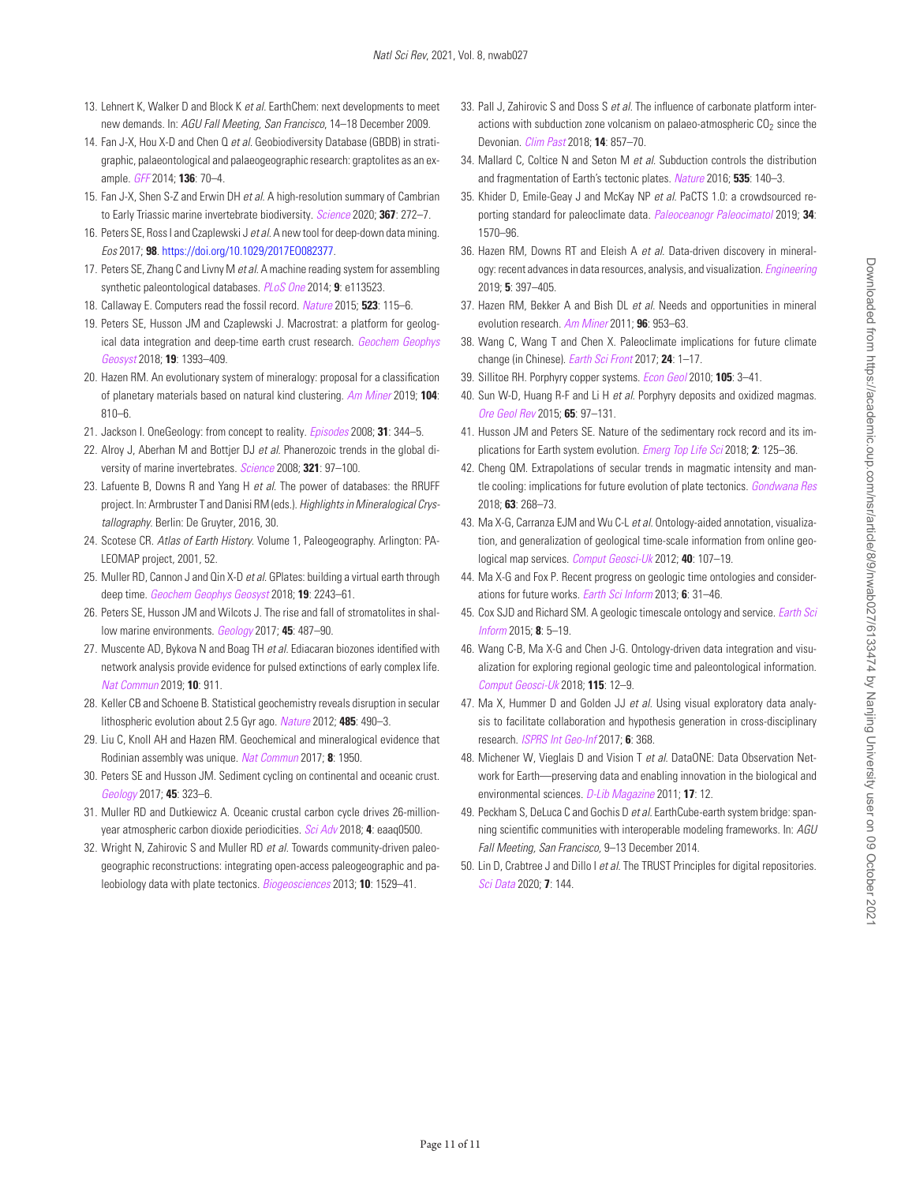13. Lehnert K, Walker D and Block K *et al.* EarthChem: next developments to meet new demands. In: *AGU Fall Meeting, San Francisco*, 14–18 December 2009.
14. Fan J-X, Hou X-D and Chen Q *et al.* Geobiodiversity Database (GBDB) in stratigraphic, palaeontological and palaeogeographic research: graptolites as an example. *GFF* 2014; **136**: 70–4.
15. Fan J-X, Shen S-Z and Erwin DH *et al.* A high-resolution summary of Cambrian to Early Triassic marine invertebrate biodiversity. *Science* 2020; **367**: 272–7.
16. Peters SE, Ross I and Czaplewski J *et al.* A new tool for deep-down data mining. *Eos* 2017; **98**. https://doi.org/10.1029/2017EO082377.
17. Peters SE, Zhang C and Livny M *et al.* A machine reading system for assembling synthetic paleontological databases. *PLoS One* 2014; **9**: e113523.
18. Callaway E. Computers read the fossil record. *Nature* 2015; **523**: 115–6.
19. Peters SE, Husson JM and Czaplewski J. Macrostrat: a platform for geological data integration and deep-time earth crust research. *Geochem Geophys Geosyst* 2018; **19**: 1393–409.
20. Hazen RM. An evolutionary system of mineralogy: proposal for a classification of planetary materials based on natural kind clustering. *Am Miner* 2019; **104**: 810–6.
21. Jackson I. OneGeology: from concept to reality. *Episodes* 2008; **31**: 344–5.
22. Alroy J, Aberhan M and Bottjer DJ *et al.* Phanerozoic trends in the global diversity of marine invertebrates. *Science* 2008; **321**: 97–100.
23. Lafuente B, Downs R and Yang H *et al.* The power of databases: the RRUFF project. In: Armbruster T and Danisi RM (eds.). *Highlights in Mineralogical Crystallography*. Berlin: De Gruyter, 2016, 30.
24. Scotese CR. *Atlas of Earth History*. Volume 1, Paleogeography. Arlington: PALEOMAP project, 2001, 52.
25. Muller RD, Cannon J and Qin X-D *et al.* GPlates: building a virtual earth through deep time. *Geochem Geophys Geosyst* 2018; **19**: 2243–61.
26. Peters SE, Husson JM and Wilcots J. The rise and fall of stromatolites in shallow marine environments. *Geology* 2017; **45**: 487–90.
27. Muscente AD, Bykova N and Boag TH *et al.* Ediacaran biozones identified with network analysis provide evidence for pulsed extinctions of early complex life. *Nat Commun* 2019; **10**: 911.
28. Keller CB and Schoene B. Statistical geochemistry reveals disruption in secular lithospheric evolution about 2.5 Gyr ago. *Nature* 2012; **485**: 490–3.
29. Liu C, Knoll AH and Hazen RM. Geochemical and mineralogical evidence that Rodinian assembly was unique. *Nat Commun* 2017; **8**: 1950.
30. Peters SE and Husson JM. Sediment cycling on continental and oceanic crust. *Geology* 2017; **45**: 323–6.
31. Muller RD and Dutkiewicz A. Oceanic crustal carbon cycle drives 26-million-year atmospheric carbon dioxide periodicities. *Sci Adv* 2018; **4**: eaaq0500.
32. Wright N, Zahirovic S and Muller RD *et al.* Towards community-driven paleogeographic reconstructions: integrating open-access paleogeographic and paleobiology data with plate tectonics. *Biogeosciences* 2013; **10**: 1529–41.
33. Pall J, Zahirovic S and Doss S *et al.* The influence of carbonate platform interactions with subduction zone volcanism on palaeo-atmospheric $CO_2$ since the Devonian. *Clim Past* 2018; **14**: 857–70.
34. Mallard C, Coltice N and Seton M *et al.* Subduction controls the distribution and fragmentation of Earth's tectonic plates. *Nature* 2016; **535**: 140–3.
35. Khider D, Emile-Geay J and McKay NP *et al.* PaCTS 1.0: a crowdsourced reporting standard for paleoclimate data. *Paleoceanogr Paleocimatol* 2019; **34**: 1570–96.
36. Hazen RM, Downs RT and Eleish A *et al.* Data-driven discovery in mineralogy: recent advances in data resources, analysis, and visualization. *Engineering* 2019; **5**: 397–405.
37. Hazen RM, Bekker A and Bish DL *et al.* Needs and opportunities in mineral evolution research. *Am Miner* 2011; **96**: 953–63.
38. Wang C, Wang T and Chen X. Paleoclimate implications for future climate change (in Chinese). *Earth Sci Front* 2017; **24**: 1–17.
39. Sillitoe RH. Porphyry copper systems. *Econ Geol* 2010; **105**: 3–41.
40. Sun W-D, Huang R-F and Li H *et al.* Porphyry deposits and oxidized magmas. *Ore Geol Rev* 2015; **65**: 97–131.
41. Husson JM and Peters SE. Nature of the sedimentary rock record and its implications for Earth system evolution. *Emerg Top Life Sci* 2018; **2**: 125–36.
42. Cheng QM. Extrapolations of secular trends in magmatic intensity and mantle cooling: implications for future evolution of plate tectonics. *Gondwana Res* 2018; **63**: 268–73.
43. Ma X-G, Carranza EJM and Wu C-L *et al.* Ontology-aided annotation, visualization, and generalization of geological time-scale information from online geological map services. *Comput Geosci-Uk* 2012; **40**: 107–19.
44. Ma X-G and Fox P. Recent progress on geologic time ontologies and considerations for future works. *Earth Sci Inform* 2013; **6**: 31–46.
45. Cox SJD and Richard SM. A geologic timescale ontology and service. *Earth Sci Inform* 2015; **8**: 5–19.
46. Wang C-B, Ma X-G and Chen J-G. Ontology-driven data integration and visualization for exploring regional geologic time and paleontological information. *Comput Geosci-Uk* 2018; **115**: 12–9.
47. Ma X, Hummer D and Golden JJ *et al.* Using visual exploratory data analysis to facilitate collaboration and hypothesis generation in cross-disciplinary research. *ISPRS Int Geo-Inf* 2017; **6**: 368.
48. Michener W, Vieglais D and Vision T *et al.* DataONE: Data Observation Network for Earth—preserving data and enabling innovation in the biological and environmental sciences. *D-Lib Magazine* 2011; **17**: 12.
49. Peckham S, DeLuca C and Gochis D *et al.* EarthCube-earth system bridge: spanning scientific communities with interoperable modeling frameworks. In: *AGU Fall Meeting, San Francisco*, 9–13 December 2014.
50. Lin D, Crabtree J and Dillo I *et al.* The TRUST Principles for digital repositories. *Sci Data* 2020; **7**: 144.